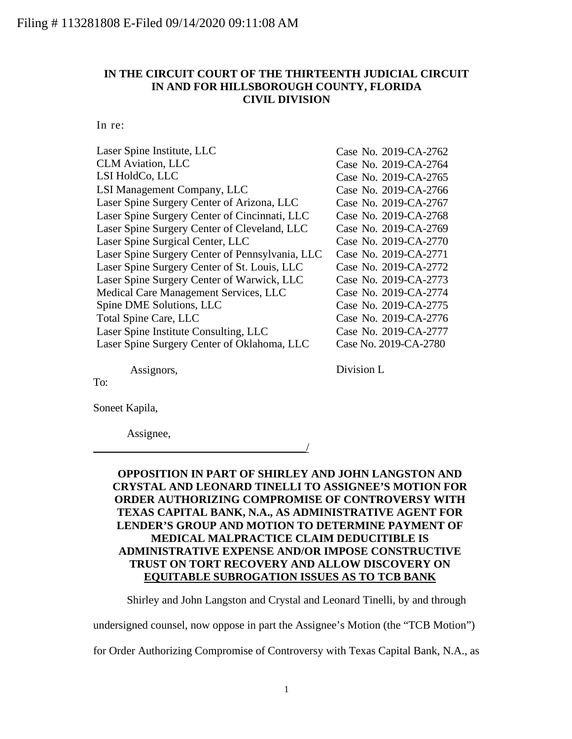Filing # 113281808 E-Filed 09/14/2020 09:11:08 AM

**IN THE CIRCUIT COURT OF THE THIRTEENTH JUDICIAL CIRCUIT IN AND FOR HILLSBOROUGH COUNTY, FLORIDA CIVIL DIVISION**

In re:

| | |
|---|---|
| Laser Spine Institute, LLC | Case No. 2019-CA-2762 |
| CLM Aviation, LLC | Case No. 2019-CA-2764 |
| LSI HoldCo, LLC | Case No. 2019-CA-2765 |
| LSI Management Company, LLC | Case No. 2019-CA-2766 |
| Laser Spine Surgery Center of Arizona, LLC | Case No. 2019-CA-2767 |
| Laser Spine Surgery Center of Cincinnati, LLC | Case No. 2019-CA-2768 |
| Laser Spine Surgery Center of Cleveland, LLC | Case No. 2019-CA-2769 |
| Laser Spine Surgical Center, LLC | Case No. 2019-CA-2770 |
| Laser Spine Surgery Center of Pennsylvania, LLC | Case No. 2019-CA-2771 |
| Laser Spine Surgery Center of St. Louis, LLC | Case No. 2019-CA-2772 |
| Laser Spine Surgery Center of Warwick, LLC | Case No. 2019-CA-2773 |
| Medical Care Management Services, LLC | Case No. 2019-CA-2774 |
| Spine DME Solutions, LLC | Case No. 2019-CA-2775 |
| Total Spine Care, LLC | Case No. 2019-CA-2776 |
| Laser Spine Institute Consulting, LLC | Case No. 2019-CA-2777 |
| Laser Spine Surgery Center of Oklahoma, LLC | Case No. 2019-CA-2780 |

Assignors, Division L

To:

Soneet Kapila,

Assignee,

_______________________________________/

**OPPOSITION IN PART OF SHIRLEY AND JOHN LANGSTON AND CRYSTAL AND LEONARD TINELLI TO ASSIGNEE'S MOTION FOR ORDER AUTHORIZING COMPROMISE OF CONTROVERSY WITH TEXAS CAPITAL BANK, N.A., AS ADMINISTRATIVE AGENT FOR LENDER'S GROUP AND MOTION TO DETERMINE PAYMENT OF MEDICAL MALPRACTICE CLAIM DEDUCITIBLE IS ADMINISTRATIVE EXPENSE AND/OR IMPOSE CONSTRUCTIVE TRUST ON TORT RECOVERY AND ALLOW DISCOVERY ON EQUITABLE SUBROGATION ISSUES AS TO TCB BANK**

Shirley and John Langston and Crystal and Leonard Tinelli, by and through undersigned counsel, now oppose in part the Assignee's Motion (the "TCB Motion") for Order Authorizing Compromise of Controversy with Texas Capital Bank, N.A., as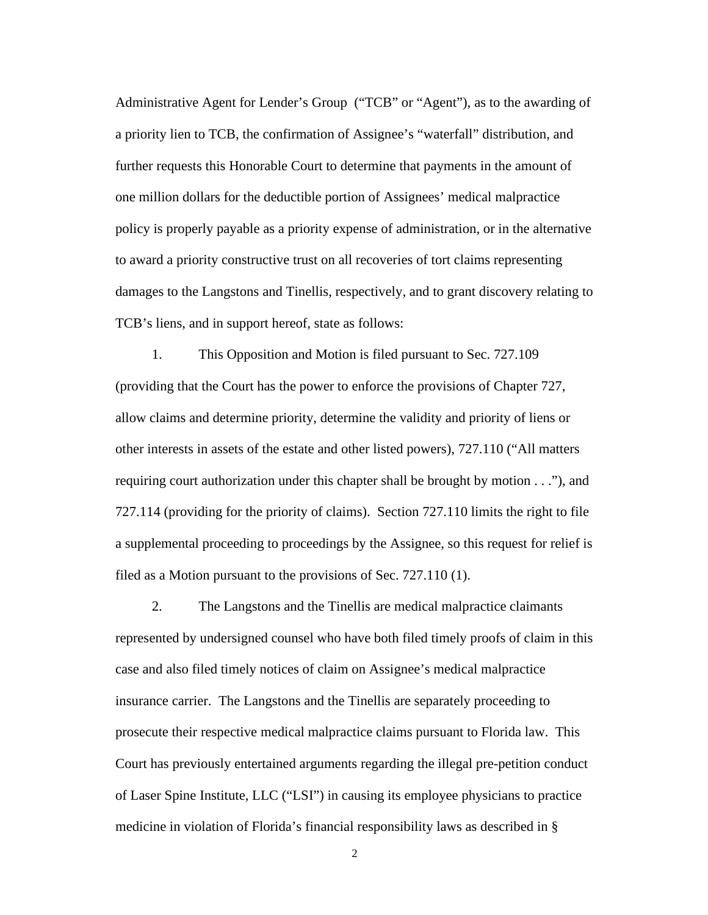Administrative Agent for Lender's Group ("TCB" or "Agent"), as to the awarding of a priority lien to TCB, the confirmation of Assignee's "waterfall" distribution, and further requests this Honorable Court to determine that payments in the amount of one million dollars for the deductible portion of Assignees' medical malpractice policy is properly payable as a priority expense of administration, or in the alternative to award a priority constructive trust on all recoveries of tort claims representing damages to the Langstons and Tinellis, respectively, and to grant discovery relating to TCB's liens, and in support hereof, state as follows:

1. This Opposition and Motion is filed pursuant to Sec. 727.109 (providing that the Court has the power to enforce the provisions of Chapter 727, allow claims and determine priority, determine the validity and priority of liens or other interests in assets of the estate and other listed powers), 727.110 ("All matters requiring court authorization under this chapter shall be brought by motion . . ."), and 727.114 (providing for the priority of claims). Section 727.110 limits the right to file a supplemental proceeding to proceedings by the Assignee, so this request for relief is filed as a Motion pursuant to the provisions of Sec. 727.110 (1).

2. The Langstons and the Tinellis are medical malpractice claimants represented by undersigned counsel who have both filed timely proofs of claim in this case and also filed timely notices of claim on Assignee's medical malpractice insurance carrier. The Langstons and the Tinellis are separately proceeding to prosecute their respective medical malpractice claims pursuant to Florida law. This Court has previously entertained arguments regarding the illegal pre-petition conduct of Laser Spine Institute, LLC ("LSI") in causing its employee physicians to practice medicine in violation of Florida's financial responsibility laws as described in §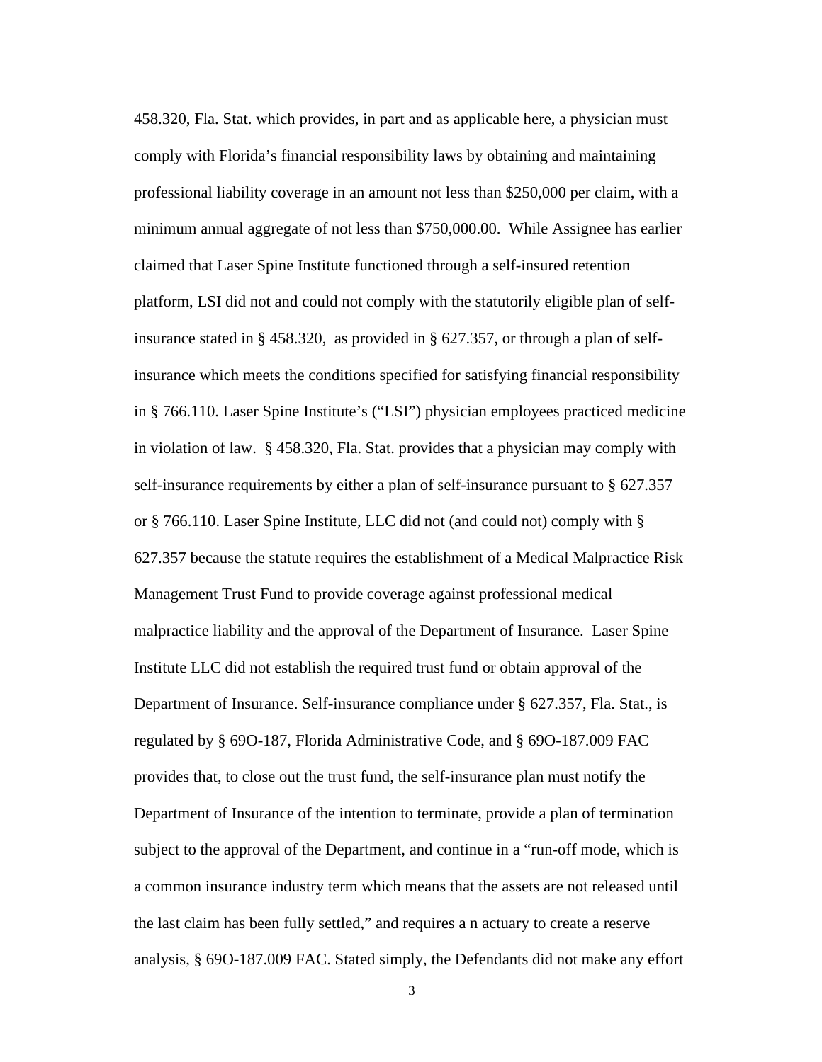458.320, Fla. Stat. which provides, in part and as applicable here, a physician must comply with Florida's financial responsibility laws by obtaining and maintaining professional liability coverage in an amount not less than $250,000 per claim, with a minimum annual aggregate of not less than $750,000.00. While Assignee has earlier claimed that Laser Spine Institute functioned through a self-insured retention platform, LSI did not and could not comply with the statutorily eligible plan of self-insurance stated in § 458.320, as provided in § 627.357, or through a plan of self-insurance which meets the conditions specified for satisfying financial responsibility in § 766.110. Laser Spine Institute's ("LSI") physician employees practiced medicine in violation of law. § 458.320, Fla. Stat. provides that a physician may comply with self-insurance requirements by either a plan of self-insurance pursuant to § 627.357 or § 766.110. Laser Spine Institute, LLC did not (and could not) comply with § 627.357 because the statute requires the establishment of a Medical Malpractice Risk Management Trust Fund to provide coverage against professional medical malpractice liability and the approval of the Department of Insurance. Laser Spine Institute LLC did not establish the required trust fund or obtain approval of the Department of Insurance. Self-insurance compliance under § 627.357, Fla. Stat., is regulated by § 69O-187, Florida Administrative Code, and § 69O-187.009 FAC provides that, to close out the trust fund, the self-insurance plan must notify the Department of Insurance of the intention to terminate, provide a plan of termination subject to the approval of the Department, and continue in a "run-off mode, which is a common insurance industry term which means that the assets are not released until the last claim has been fully settled," and requires a n actuary to create a reserve analysis, § 69O-187.009 FAC. Stated simply, the Defendants did not make any effort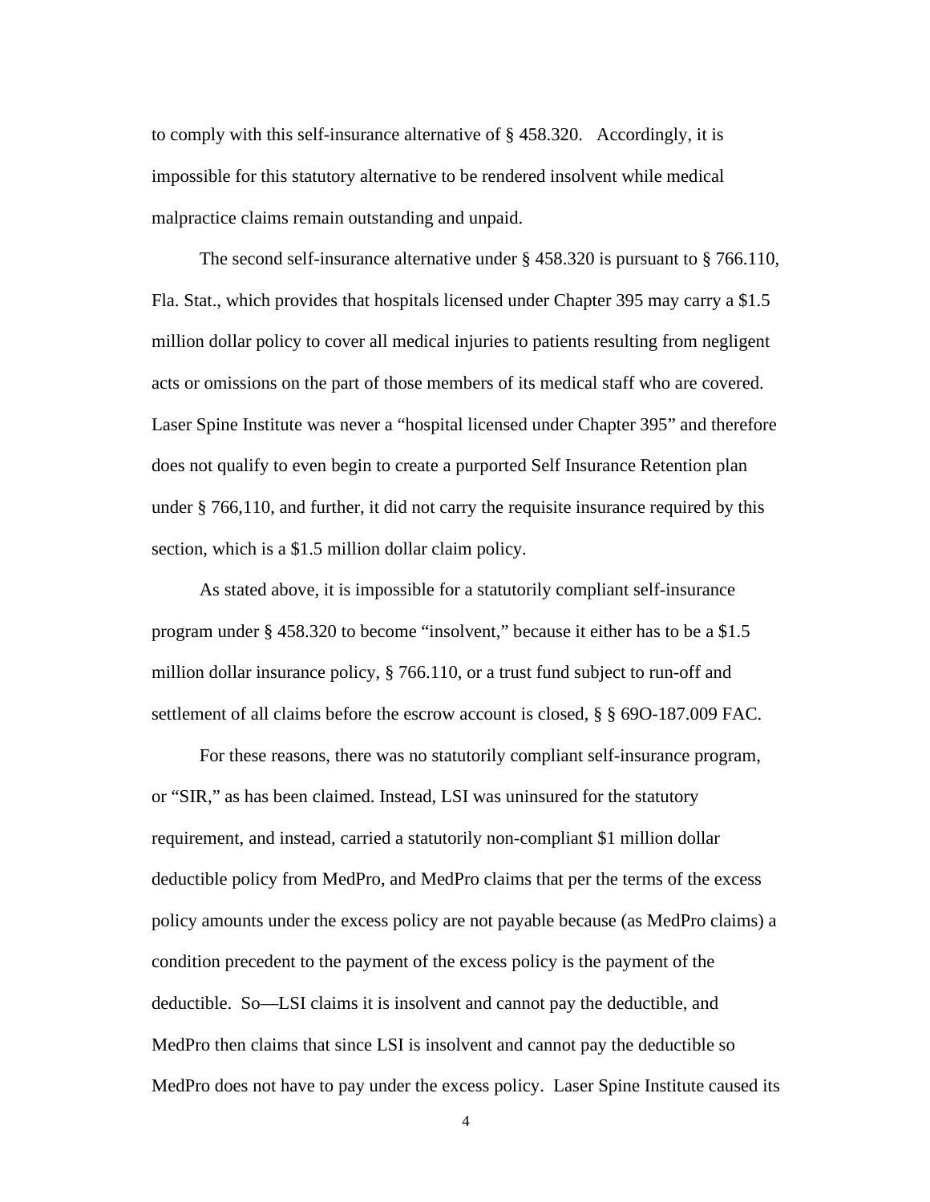to comply with this self-insurance alternative of § 458.320. Accordingly, it is impossible for this statutory alternative to be rendered insolvent while medical malpractice claims remain outstanding and unpaid.

The second self-insurance alternative under § 458.320 is pursuant to § 766.110, Fla. Stat., which provides that hospitals licensed under Chapter 395 may carry a $1.5 million dollar policy to cover all medical injuries to patients resulting from negligent acts or omissions on the part of those members of its medical staff who are covered. Laser Spine Institute was never a "hospital licensed under Chapter 395" and therefore does not qualify to even begin to create a purported Self Insurance Retention plan under § 766,110, and further, it did not carry the requisite insurance required by this section, which is a $1.5 million dollar claim policy.

As stated above, it is impossible for a statutorily compliant self-insurance program under § 458.320 to become "insolvent," because it either has to be a $1.5 million dollar insurance policy, § 766.110, or a trust fund subject to run-off and settlement of all claims before the escrow account is closed, § § 69O-187.009 FAC.

For these reasons, there was no statutorily compliant self-insurance program, or "SIR," as has been claimed. Instead, LSI was uninsured for the statutory requirement, and instead, carried a statutorily non-compliant $1 million dollar deductible policy from MedPro, and MedPro claims that per the terms of the excess policy amounts under the excess policy are not payable because (as MedPro claims) a condition precedent to the payment of the excess policy is the payment of the deductible. So—LSI claims it is insolvent and cannot pay the deductible, and MedPro then claims that since LSI is insolvent and cannot pay the deductible so MedPro does not have to pay under the excess policy. Laser Spine Institute caused its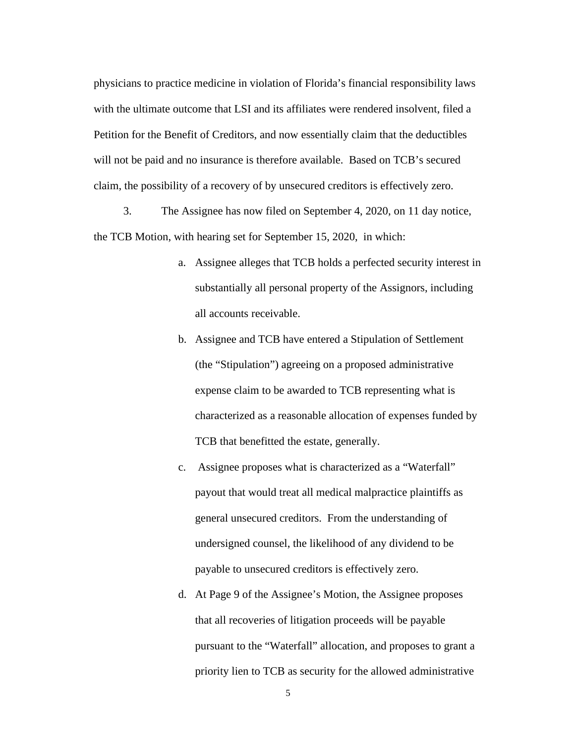physicians to practice medicine in violation of Florida's financial responsibility laws with the ultimate outcome that LSI and its affiliates were rendered insolvent, filed a Petition for the Benefit of Creditors, and now essentially claim that the deductibles will not be paid and no insurance is therefore available. Based on TCB's secured claim, the possibility of a recovery of by unsecured creditors is effectively zero.

3. The Assignee has now filed on September 4, 2020, on 11 day notice, the TCB Motion, with hearing set for September 15, 2020, in which:

a. Assignee alleges that TCB holds a perfected security interest in substantially all personal property of the Assignors, including all accounts receivable.

b. Assignee and TCB have entered a Stipulation of Settlement (the "Stipulation") agreeing on a proposed administrative expense claim to be awarded to TCB representing what is characterized as a reasonable allocation of expenses funded by TCB that benefitted the estate, generally.

c. Assignee proposes what is characterized as a "Waterfall" payout that would treat all medical malpractice plaintiffs as general unsecured creditors. From the understanding of undersigned counsel, the likelihood of any dividend to be payable to unsecured creditors is effectively zero.

d. At Page 9 of the Assignee's Motion, the Assignee proposes that all recoveries of litigation proceeds will be payable pursuant to the "Waterfall" allocation, and proposes to grant a priority lien to TCB as security for the allowed administrative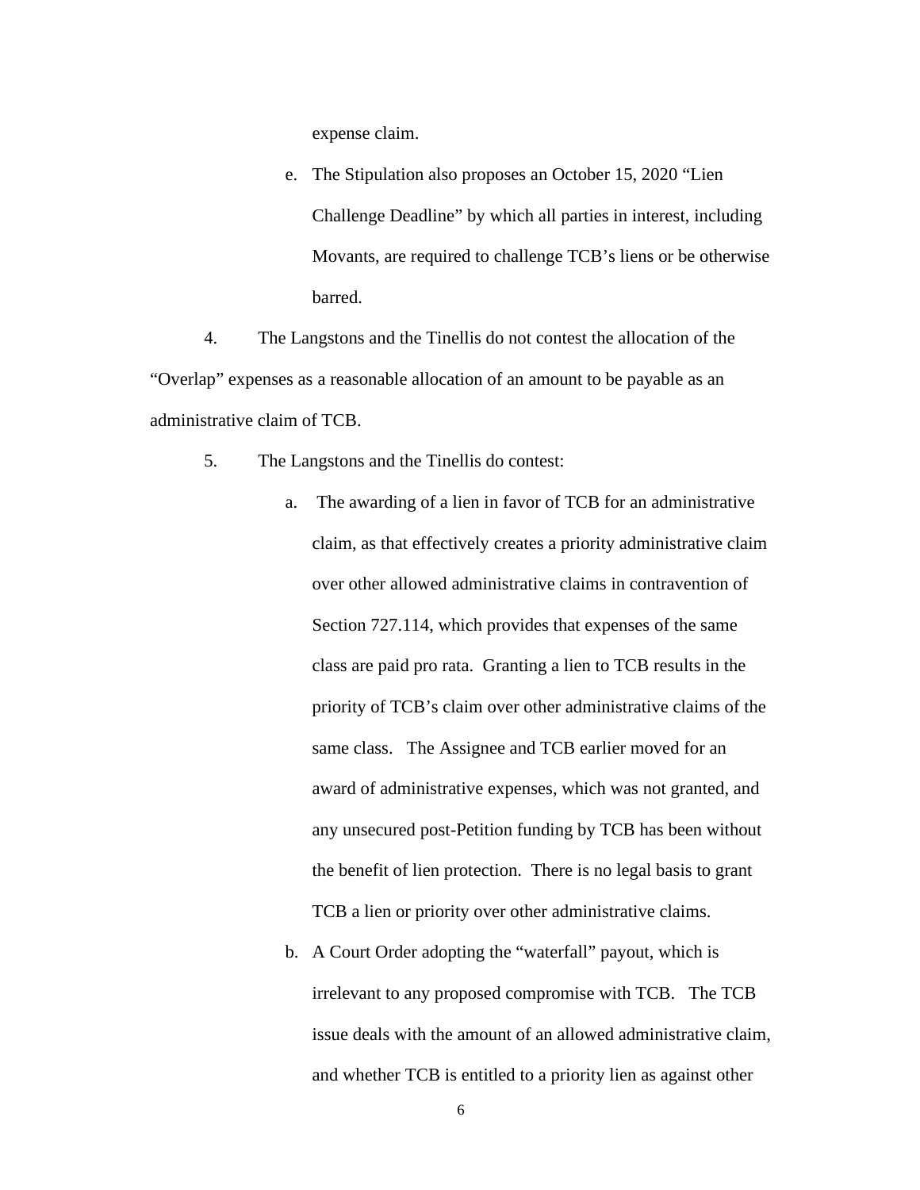expense claim.

e. The Stipulation also proposes an October 15, 2020 "Lien Challenge Deadline" by which all parties in interest, including Movants, are required to challenge TCB's liens or be otherwise barred.

4. The Langstons and the Tinellis do not contest the allocation of the "Overlap" expenses as a reasonable allocation of an amount to be payable as an administrative claim of TCB.

5. The Langstons and the Tinellis do contest:

a. The awarding of a lien in favor of TCB for an administrative claim, as that effectively creates a priority administrative claim over other allowed administrative claims in contravention of Section 727.114, which provides that expenses of the same class are paid pro rata. Granting a lien to TCB results in the priority of TCB's claim over other administrative claims of the same class. The Assignee and TCB earlier moved for an award of administrative expenses, which was not granted, and any unsecured post-Petition funding by TCB has been without the benefit of lien protection. There is no legal basis to grant TCB a lien or priority over other administrative claims.

b. A Court Order adopting the "waterfall" payout, which is irrelevant to any proposed compromise with TCB. The TCB issue deals with the amount of an allowed administrative claim, and whether TCB is entitled to a priority lien as against other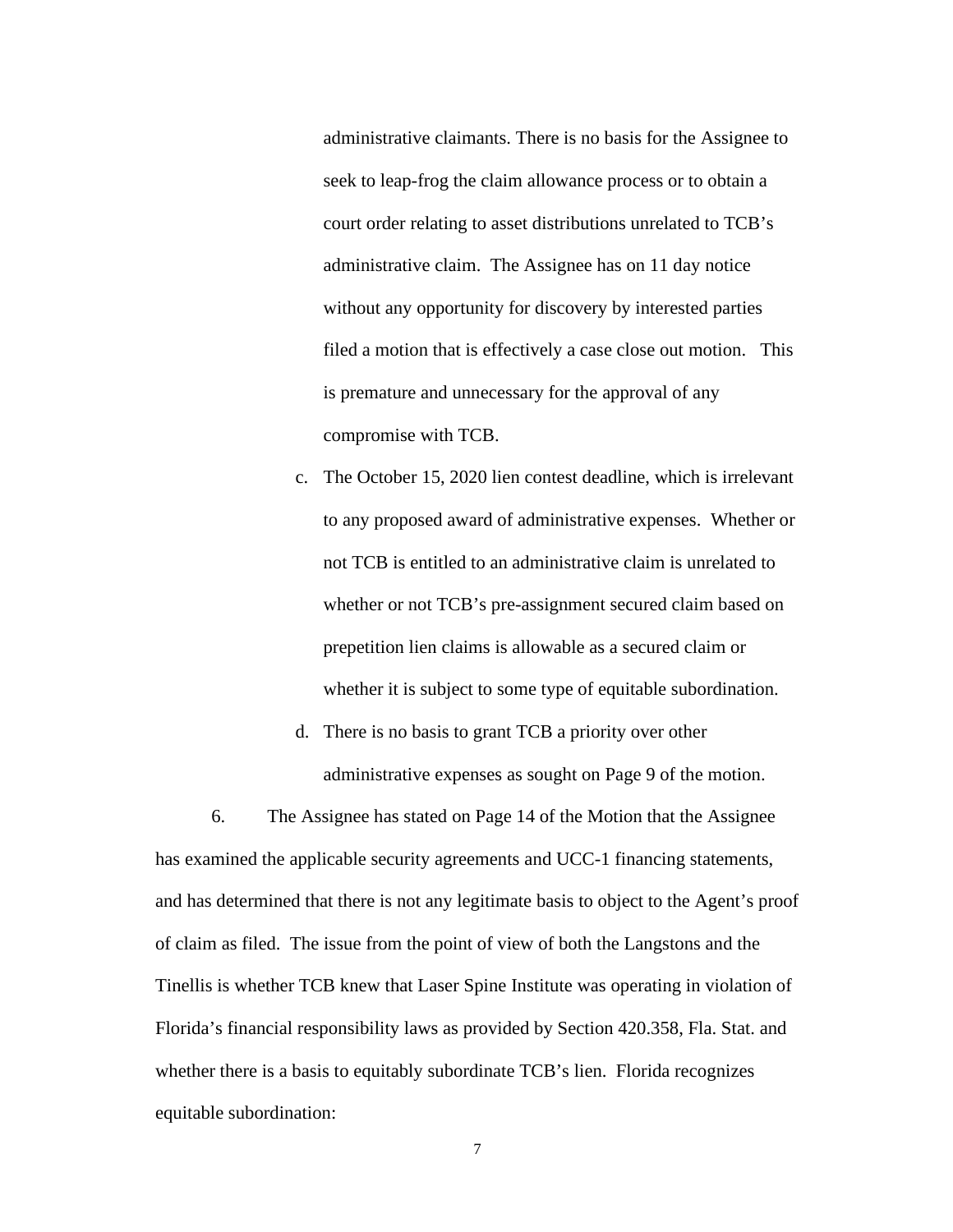administrative claimants. There is no basis for the Assignee to seek to leap-frog the claim allowance process or to obtain a court order relating to asset distributions unrelated to TCB's administrative claim. The Assignee has on 11 day notice without any opportunity for discovery by interested parties filed a motion that is effectively a case close out motion. This is premature and unnecessary for the approval of any compromise with TCB.

c. The October 15, 2020 lien contest deadline, which is irrelevant to any proposed award of administrative expenses. Whether or not TCB is entitled to an administrative claim is unrelated to whether or not TCB's pre-assignment secured claim based on prepetition lien claims is allowable as a secured claim or whether it is subject to some type of equitable subordination.

d. There is no basis to grant TCB a priority over other administrative expenses as sought on Page 9 of the motion.

6. The Assignee has stated on Page 14 of the Motion that the Assignee has examined the applicable security agreements and UCC-1 financing statements, and has determined that there is not any legitimate basis to object to the Agent's proof of claim as filed. The issue from the point of view of both the Langstons and the Tinellis is whether TCB knew that Laser Spine Institute was operating in violation of Florida's financial responsibility laws as provided by Section 420.358, Fla. Stat. and whether there is a basis to equitably subordinate TCB's lien. Florida recognizes equitable subordination: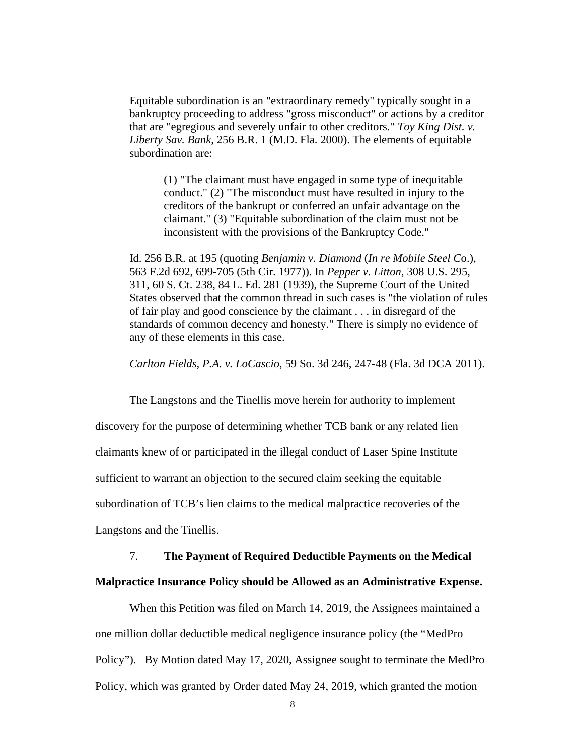> Equitable subordination is an "extraordinary remedy" typically sought in a bankruptcy proceeding to address "gross misconduct" or actions by a creditor that are "egregious and severely unfair to other creditors." *Toy King Dist. v. Liberty Sav. Bank*, 256 B.R. 1 (M.D. Fla. 2000). The elements of equitable subordination are:
>
> > (1) "The claimant must have engaged in some type of inequitable conduct." (2) "The misconduct must have resulted in injury to the creditors of the bankrupt or conferred an unfair advantage on the claimant." (3) "Equitable subordination of the claim must not be inconsistent with the provisions of the Bankruptcy Code."
>
> Id. 256 B.R. at 195 (quoting *Benjamin v. Diamond* (*In re Mobile Steel Co*.), 563 F.2d 692, 699-705 (5th Cir. 1977)). In *Pepper v. Litton*, 308 U.S. 295, 311, 60 S. Ct. 238, 84 L. Ed. 281 (1939), the Supreme Court of the United States observed that the common thread in such cases is "the violation of rules of fair play and good conscience by the claimant . . . in disregard of the standards of common decency and honesty." There is simply no evidence of any of these elements in this case.
>
> *Carlton Fields, P.A. v. LoCascio*, 59 So. 3d 246, 247-48 (Fla. 3d DCA 2011).

The Langstons and the Tinellis move herein for authority to implement discovery for the purpose of determining whether TCB bank or any related lien claimants knew of or participated in the illegal conduct of Laser Spine Institute sufficient to warrant an objection to the secured claim seeking the equitable subordination of TCB's lien claims to the medical malpractice recoveries of the Langstons and the Tinellis.

7. **The Payment of Required Deductible Payments on the Medical Malpractice Insurance Policy should be Allowed as an Administrative Expense.**

When this Petition was filed on March 14, 2019, the Assignees maintained a one million dollar deductible medical negligence insurance policy (the "MedPro Policy"). By Motion dated May 17, 2020, Assignee sought to terminate the MedPro Policy, which was granted by Order dated May 24, 2019, which granted the motion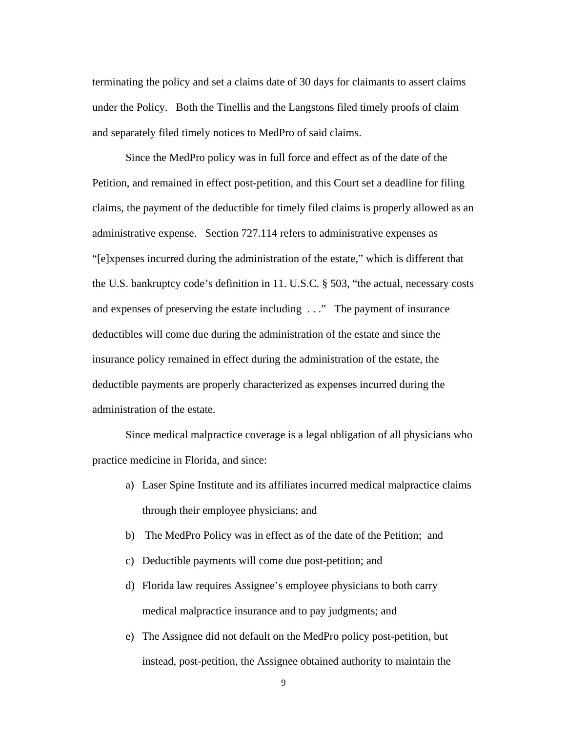terminating the policy and set a claims date of 30 days for claimants to assert claims under the Policy. Both the Tinellis and the Langstons filed timely proofs of claim and separately filed timely notices to MedPro of said claims.

Since the MedPro policy was in full force and effect as of the date of the Petition, and remained in effect post-petition, and this Court set a deadline for filing claims, the payment of the deductible for timely filed claims is properly allowed as an administrative expense. Section 727.114 refers to administrative expenses as "[e]xpenses incurred during the administration of the estate," which is different that the U.S. bankruptcy code's definition in 11. U.S.C. § 503, "the actual, necessary costs and expenses of preserving the estate including . . ." The payment of insurance deductibles will come due during the administration of the estate and since the insurance policy remained in effect during the administration of the estate, the deductible payments are properly characterized as expenses incurred during the administration of the estate.

Since medical malpractice coverage is a legal obligation of all physicians who practice medicine in Florida, and since:

a) Laser Spine Institute and its affiliates incurred medical malpractice claims through their employee physicians; and
b) The MedPro Policy was in effect as of the date of the Petition; and
c) Deductible payments will come due post-petition; and
d) Florida law requires Assignee's employee physicians to both carry medical malpractice insurance and to pay judgments; and
e) The Assignee did not default on the MedPro policy post-petition, but instead, post-petition, the Assignee obtained authority to maintain the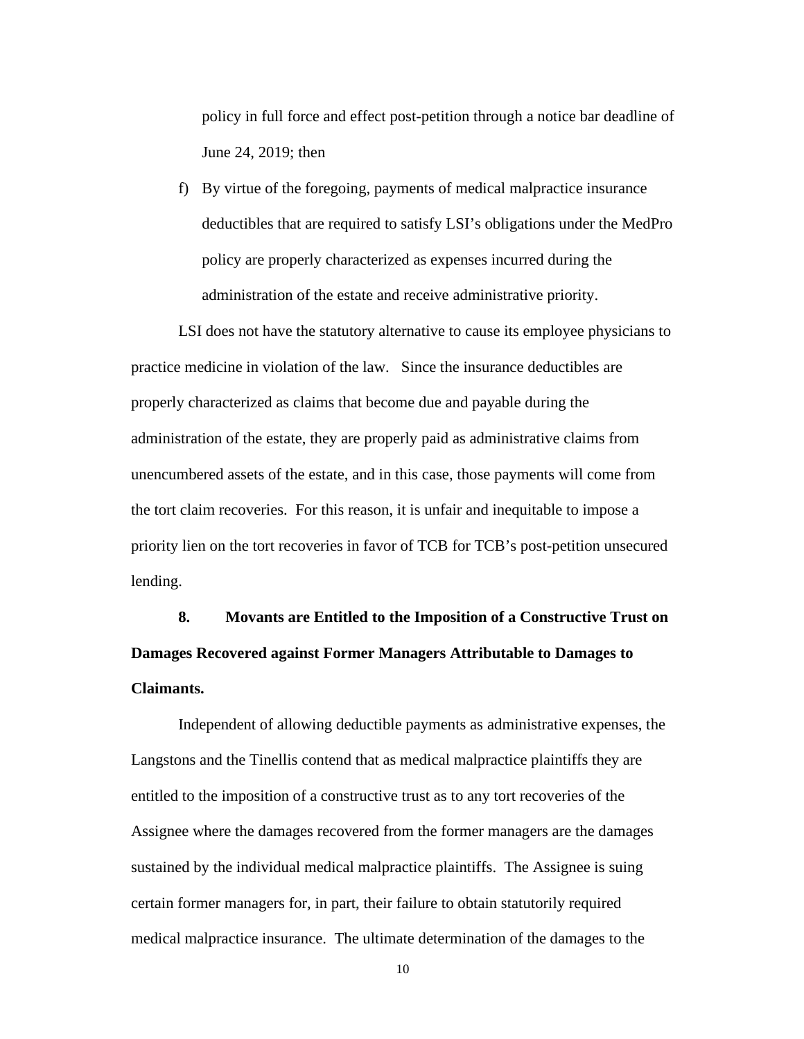policy in full force and effect post-petition through a notice bar deadline of June 24, 2019; then

f) By virtue of the foregoing, payments of medical malpractice insurance deductibles that are required to satisfy LSI's obligations under the MedPro policy are properly characterized as expenses incurred during the administration of the estate and receive administrative priority.

LSI does not have the statutory alternative to cause its employee physicians to practice medicine in violation of the law. Since the insurance deductibles are properly characterized as claims that become due and payable during the administration of the estate, they are properly paid as administrative claims from unencumbered assets of the estate, and in this case, those payments will come from the tort claim recoveries. For this reason, it is unfair and inequitable to impose a priority lien on the tort recoveries in favor of TCB for TCB's post-petition unsecured lending.

**8. Movants are Entitled to the Imposition of a Constructive Trust on Damages Recovered against Former Managers Attributable to Damages to Claimants.**

Independent of allowing deductible payments as administrative expenses, the Langstons and the Tinellis contend that as medical malpractice plaintiffs they are entitled to the imposition of a constructive trust as to any tort recoveries of the Assignee where the damages recovered from the former managers are the damages sustained by the individual medical malpractice plaintiffs. The Assignee is suing certain former managers for, in part, their failure to obtain statutorily required medical malpractice insurance. The ultimate determination of the damages to the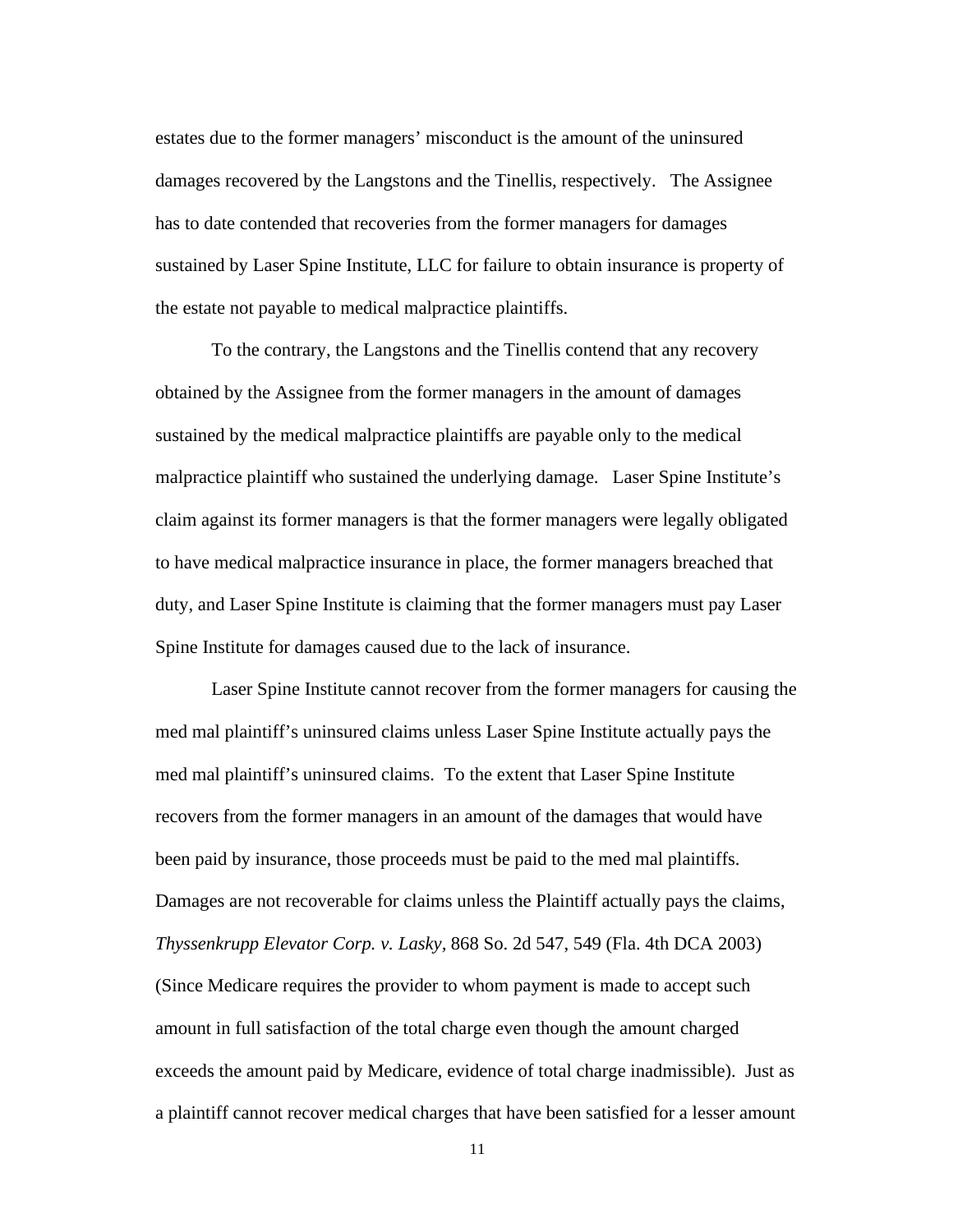estates due to the former managers' misconduct is the amount of the uninsured damages recovered by the Langstons and the Tinellis, respectively. The Assignee has to date contended that recoveries from the former managers for damages sustained by Laser Spine Institute, LLC for failure to obtain insurance is property of the estate not payable to medical malpractice plaintiffs.

To the contrary, the Langstons and the Tinellis contend that any recovery obtained by the Assignee from the former managers in the amount of damages sustained by the medical malpractice plaintiffs are payable only to the medical malpractice plaintiff who sustained the underlying damage. Laser Spine Institute's claim against its former managers is that the former managers were legally obligated to have medical malpractice insurance in place, the former managers breached that duty, and Laser Spine Institute is claiming that the former managers must pay Laser Spine Institute for damages caused due to the lack of insurance.

Laser Spine Institute cannot recover from the former managers for causing the med mal plaintiff's uninsured claims unless Laser Spine Institute actually pays the med mal plaintiff's uninsured claims. To the extent that Laser Spine Institute recovers from the former managers in an amount of the damages that would have been paid by insurance, those proceeds must be paid to the med mal plaintiffs. Damages are not recoverable for claims unless the Plaintiff actually pays the claims, *Thyssenkrupp Elevator Corp. v. Lasky*, 868 So. 2d 547, 549 (Fla. 4th DCA 2003) (Since Medicare requires the provider to whom payment is made to accept such amount in full satisfaction of the total charge even though the amount charged exceeds the amount paid by Medicare, evidence of total charge inadmissible). Just as a plaintiff cannot recover medical charges that have been satisfied for a lesser amount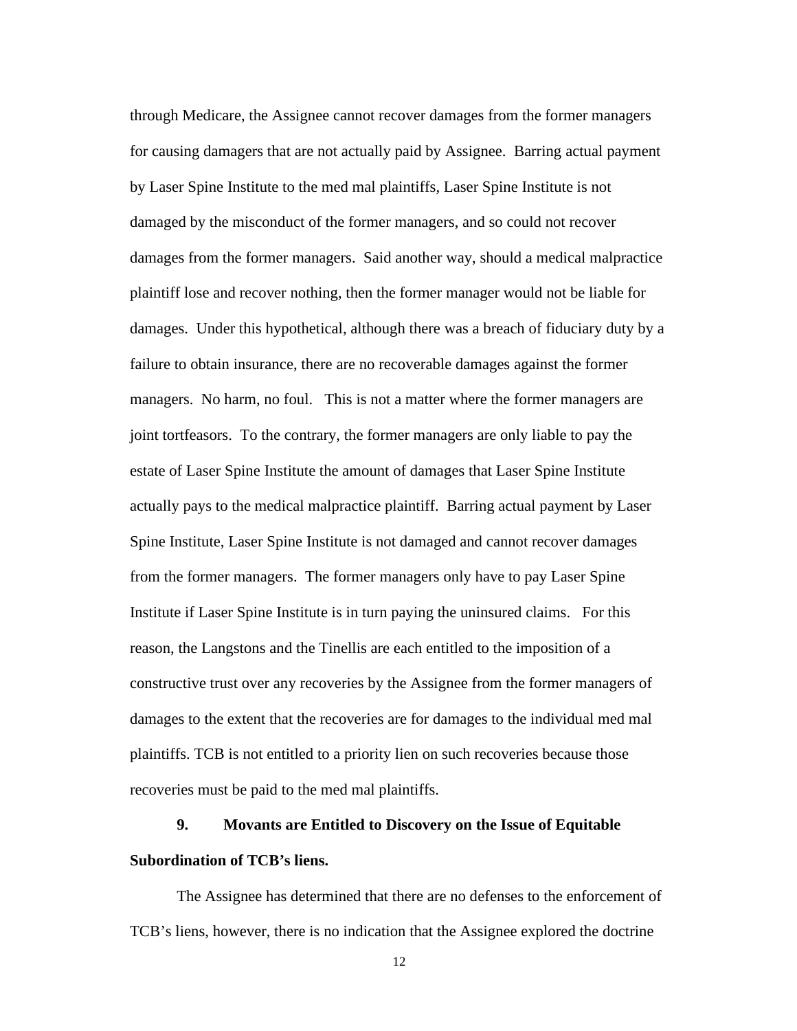through Medicare, the Assignee cannot recover damages from the former managers for causing damagers that are not actually paid by Assignee. Barring actual payment by Laser Spine Institute to the med mal plaintiffs, Laser Spine Institute is not damaged by the misconduct of the former managers, and so could not recover damages from the former managers. Said another way, should a medical malpractice plaintiff lose and recover nothing, then the former manager would not be liable for damages. Under this hypothetical, although there was a breach of fiduciary duty by a failure to obtain insurance, there are no recoverable damages against the former managers. No harm, no foul. This is not a matter where the former managers are joint tortfeasors. To the contrary, the former managers are only liable to pay the estate of Laser Spine Institute the amount of damages that Laser Spine Institute actually pays to the medical malpractice plaintiff. Barring actual payment by Laser Spine Institute, Laser Spine Institute is not damaged and cannot recover damages from the former managers. The former managers only have to pay Laser Spine Institute if Laser Spine Institute is in turn paying the uninsured claims. For this reason, the Langstons and the Tinellis are each entitled to the imposition of a constructive trust over any recoveries by the Assignee from the former managers of damages to the extent that the recoveries are for damages to the individual med mal plaintiffs. TCB is not entitled to a priority lien on such recoveries because those recoveries must be paid to the med mal plaintiffs.

**9. Movants are Entitled to Discovery on the Issue of Equitable Subordination of TCB's liens.**

The Assignee has determined that there are no defenses to the enforcement of TCB's liens, however, there is no indication that the Assignee explored the doctrine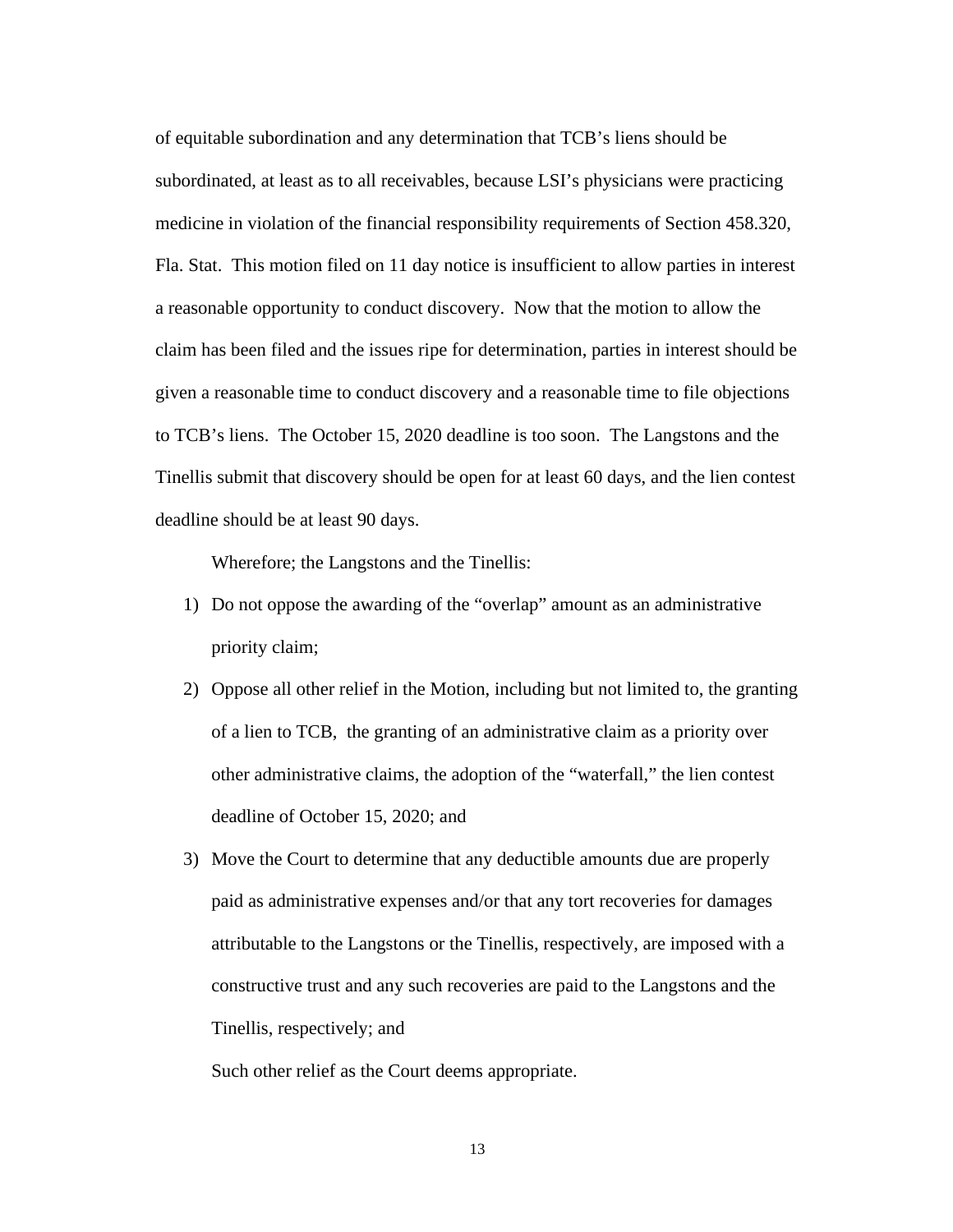of equitable subordination and any determination that TCB's liens should be subordinated, at least as to all receivables, because LSI's physicians were practicing medicine in violation of the financial responsibility requirements of Section 458.320, Fla. Stat. This motion filed on 11 day notice is insufficient to allow parties in interest a reasonable opportunity to conduct discovery. Now that the motion to allow the claim has been filed and the issues ripe for determination, parties in interest should be given a reasonable time to conduct discovery and a reasonable time to file objections to TCB's liens. The October 15, 2020 deadline is too soon. The Langstons and the Tinellis submit that discovery should be open for at least 60 days, and the lien contest deadline should be at least 90 days.

Wherefore; the Langstons and the Tinellis:

1) Do not oppose the awarding of the "overlap" amount as an administrative priority claim;
2) Oppose all other relief in the Motion, including but not limited to, the granting of a lien to TCB, the granting of an administrative claim as a priority over other administrative claims, the adoption of the "waterfall," the lien contest deadline of October 15, 2020; and
3) Move the Court to determine that any deductible amounts due are properly paid as administrative expenses and/or that any tort recoveries for damages attributable to the Langstons or the Tinellis, respectively, are imposed with a constructive trust and any such recoveries are paid to the Langstons and the Tinellis, respectively; and

Such other relief as the Court deems appropriate.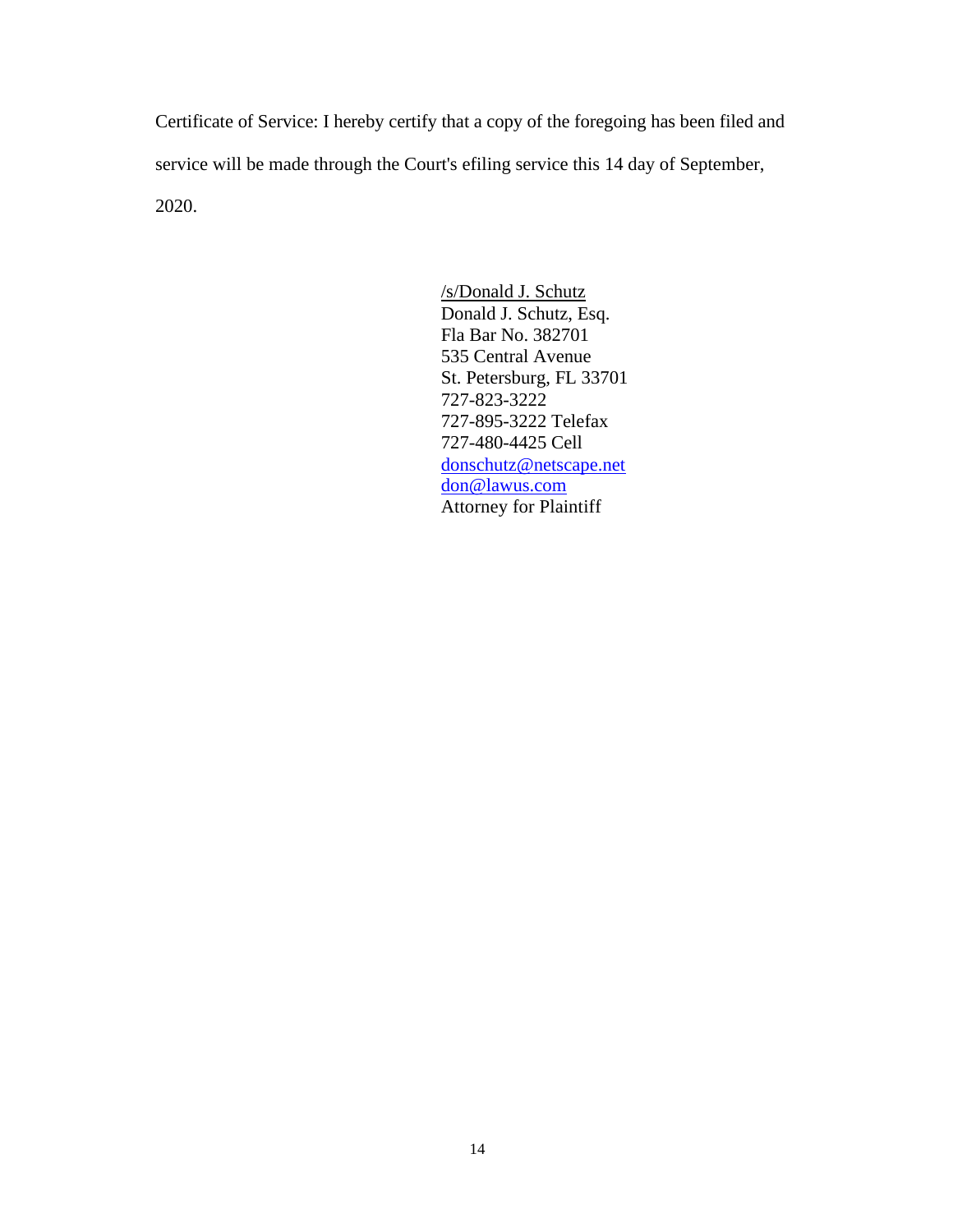Certificate of Service: I hereby certify that a copy of the foregoing has been filed and service will be made through the Court's efiling service this 14 day of September, 2020.

/s/Donald J. Schutz
Donald J. Schutz, Esq.
Fla Bar No. 382701
535 Central Avenue
St. Petersburg, FL 33701
727-823-3222
727-895-3222 Telefax
727-480-4425 Cell
donschutz@netscape.net
don@lawus.com
Attorney for Plaintiff